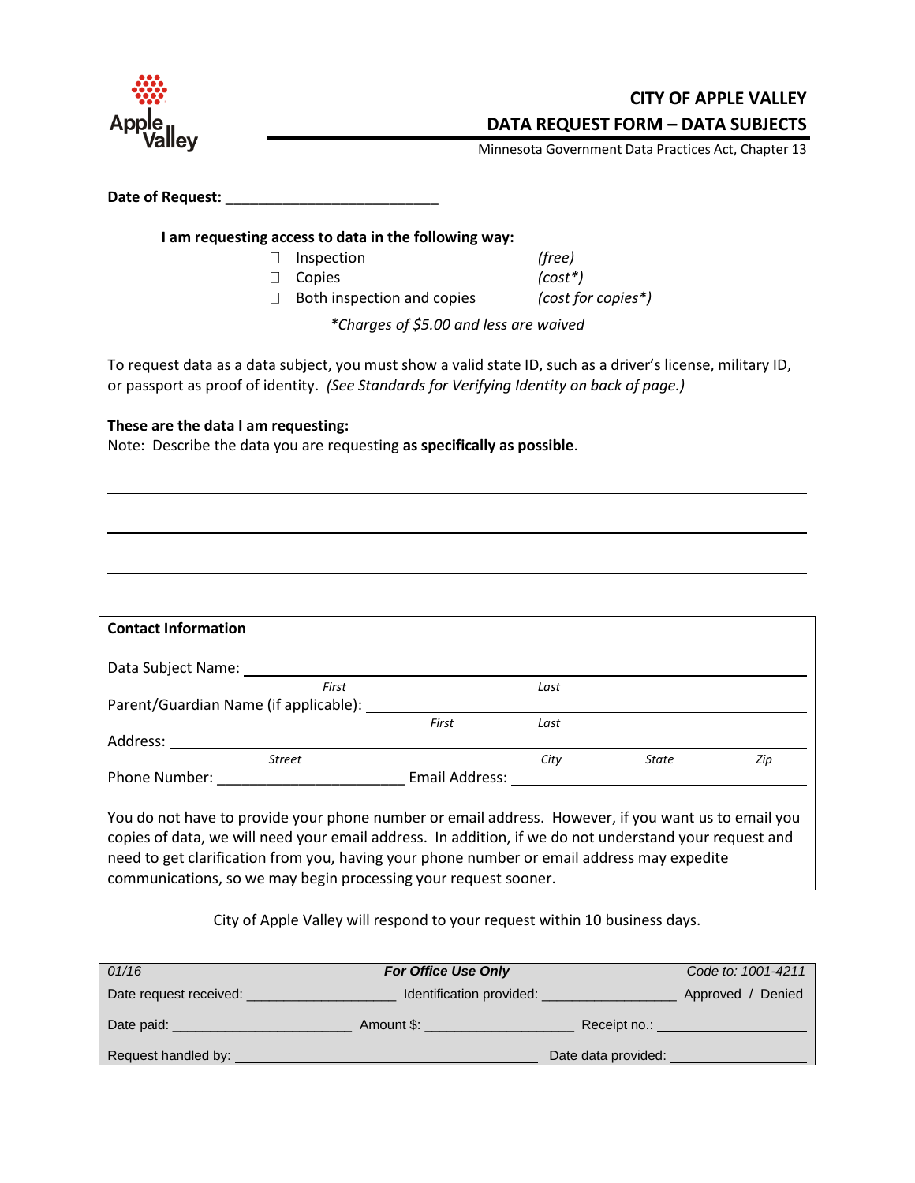# CITY OF APPLE VALLEY

## DATA REQUEST FORM – DATA SUBJECTS

Minnesota Government Data Practices Act, Chapter 13

**Date of Request:** ___________________________

**I am requesting access to data in the following way:**

- ☐ Inspection *(free)*
- ☐ Copies *(cost*)*
- ☐ Both inspection and copies *(cost for copies*)*

*\*Charges of $5.00 and less are waived*

To request data as a data subject, you must show a valid state ID, such as a driver's license, military ID, or passport as proof of identity. *(See Standards for Verifying Identity on back of page.)*

**These are the data I am requesting:**

Note: Describe the data you are requesting **as specifically as possible**.

_______________________________________________________________

_______________________________________________________________

_______________________________________________________________

**Contact Information**

Data Subject Name: ___________________________________________
*First* *Last*

Parent/Guardian Name (if applicable): ___________________________
*First* *Last*

Address: _______________________________________________________
*Street* *City* *State* *Zip*

Phone Number: _______________________ Email Address: _______________________

You do not have to provide your phone number or email address. However, if you want us to email you copies of data, we will need your email address. In addition, if we do not understand your request and need to get clarification from you, having your phone number or email address may expedite communications, so we may begin processing your request sooner.

City of Apple Valley will respond to your request within 10 business days.

*01/16* ***For Office Use Only*** *Code to: 1001-4211*

Date request received: ___________________ Identification provided: __________________ Approved / Denied

Date paid: _______________________ Amount $: ___________________ Receipt no.: ___________________

Request handled by: _____________________________________ Date data provided: _________________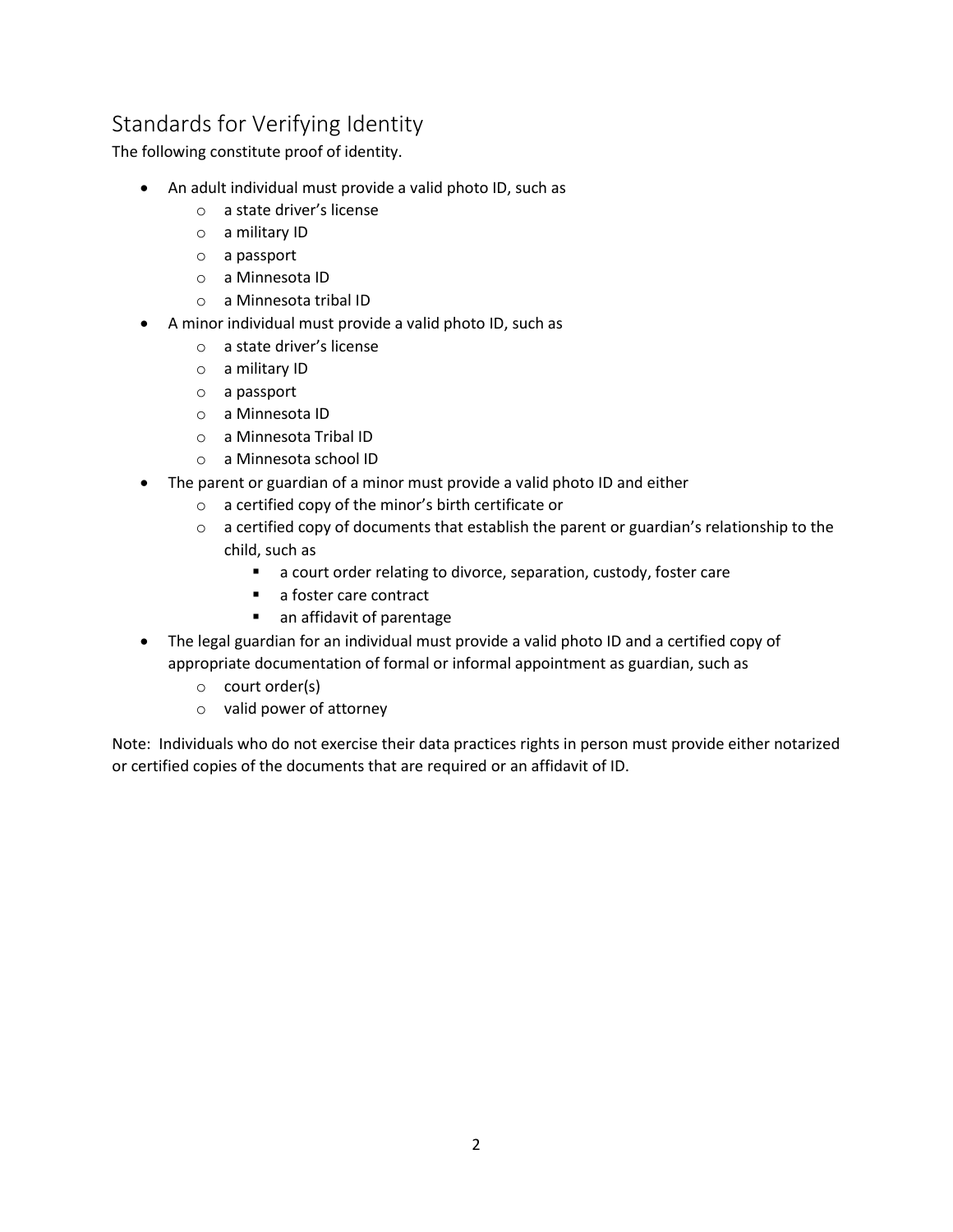## Standards for Verifying Identity

The following constitute proof of identity.

- An adult individual must provide a valid photo ID, such as
  - a state driver's license
  - a military ID
  - a passport
  - a Minnesota ID
  - a Minnesota tribal ID
- A minor individual must provide a valid photo ID, such as
  - a state driver's license
  - a military ID
  - a passport
  - a Minnesota ID
  - a Minnesota Tribal ID
  - a Minnesota school ID
- The parent or guardian of a minor must provide a valid photo ID and either
  - a certified copy of the minor's birth certificate or
  - a certified copy of documents that establish the parent or guardian's relationship to the child, such as
    - a court order relating to divorce, separation, custody, foster care
    - a foster care contract
    - an affidavit of parentage
- The legal guardian for an individual must provide a valid photo ID and a certified copy of appropriate documentation of formal or informal appointment as guardian, such as
  - court order(s)
  - valid power of attorney

Note: Individuals who do not exercise their data practices rights in person must provide either notarized or certified copies of the documents that are required or an affidavit of ID.